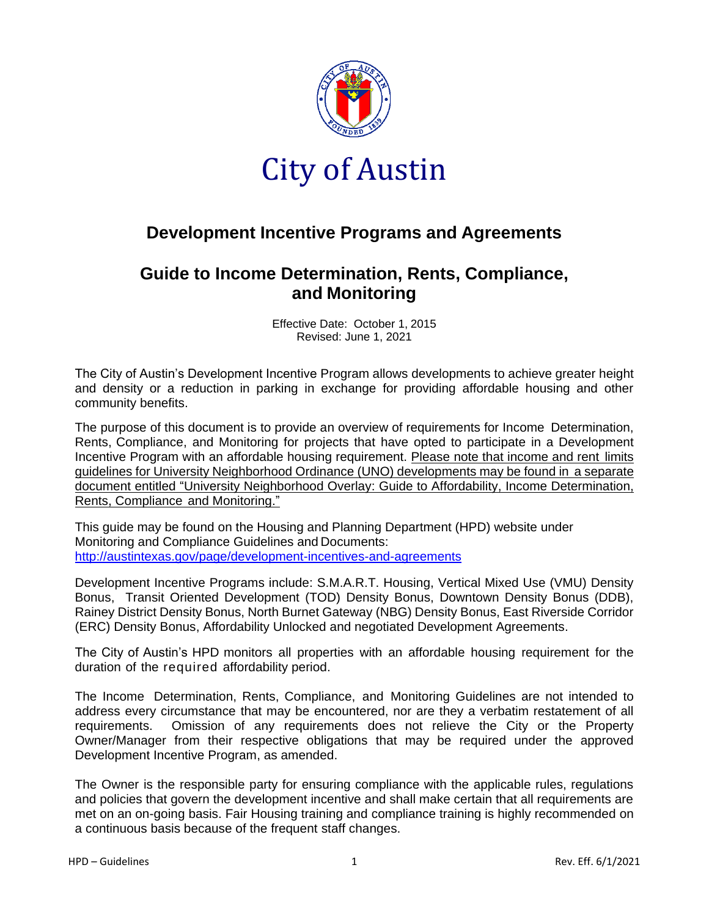# City of Austin

## Development Incentive Programs and Agreements

## Guide to Income Determination, Rents, Compliance, and Monitoring

Effective Date: October 1, 2015
Revised: June 1, 2021

The City of Austin's Development Incentive Program allows developments to achieve greater height and density or a reduction in parking in exchange for providing affordable housing and other community benefits.

The purpose of this document is to provide an overview of requirements for Income Determination, Rents, Compliance, and Monitoring for projects that have opted to participate in a Development Incentive Program with an affordable housing requirement. Please note that income and rent limits guidelines for University Neighborhood Ordinance (UNO) developments may be found in a separate document entitled "University Neighborhood Overlay: Guide to Affordability, Income Determination, Rents, Compliance and Monitoring."

This guide may be found on the Housing and Planning Department (HPD) website under Monitoring and Compliance Guidelines and Documents:
http://austintexas.gov/page/development-incentives-and-agreements

Development Incentive Programs include: S.M.A.R.T. Housing, Vertical Mixed Use (VMU) Density Bonus, Transit Oriented Development (TOD) Density Bonus, Downtown Density Bonus (DDB), Rainey District Density Bonus, North Burnet Gateway (NBG) Density Bonus, East Riverside Corridor (ERC) Density Bonus, Affordability Unlocked and negotiated Development Agreements.

The City of Austin's HPD monitors all properties with an affordable housing requirement for the duration of the required affordability period.

The Income Determination, Rents, Compliance, and Monitoring Guidelines are not intended to address every circumstance that may be encountered, nor are they a verbatim restatement of all requirements. Omission of any requirements does not relieve the City or the Property Owner/Manager from their respective obligations that may be required under the approved Development Incentive Program, as amended.

The Owner is the responsible party for ensuring compliance with the applicable rules, regulations and policies that govern the development incentive and shall make certain that all requirements are met on an on-going basis. Fair Housing training and compliance training is highly recommended on a continuous basis because of the frequent staff changes.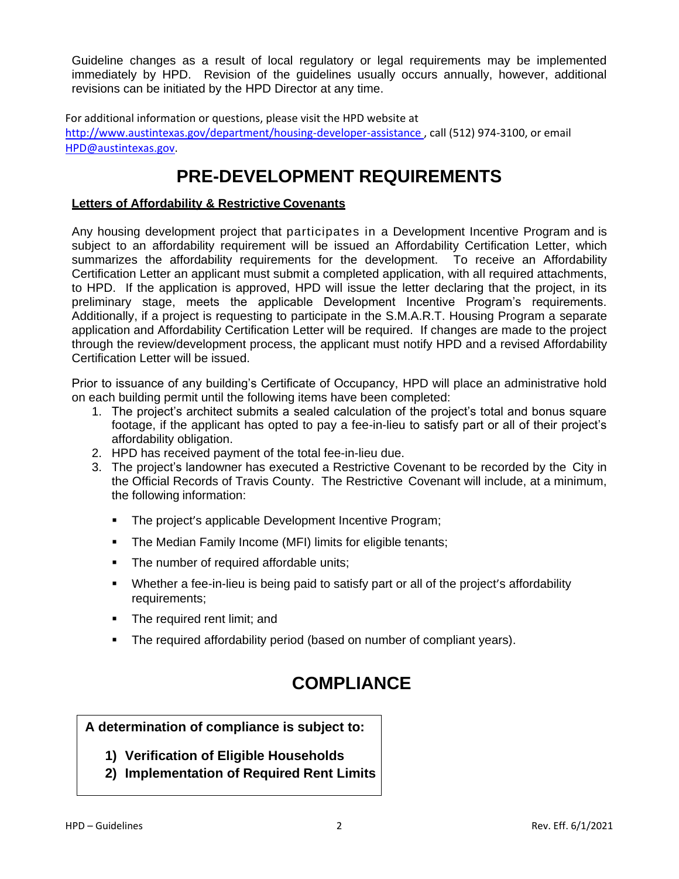Guideline changes as a result of local regulatory or legal requirements may be implemented immediately by HPD. Revision of the guidelines usually occurs annually, however, additional revisions can be initiated by the HPD Director at any time.

For additional information or questions, please visit the HPD website at http://www.austintexas.gov/department/housing-developer-assistance , call (512) 974-3100, or email HPD@austintexas.gov.

# PRE-DEVELOPMENT REQUIREMENTS

**Letters of Affordability & Restrictive Covenants**

Any housing development project that participates in a Development Incentive Program and is subject to an affordability requirement will be issued an Affordability Certification Letter, which summarizes the affordability requirements for the development. To receive an Affordability Certification Letter an applicant must submit a completed application, with all required attachments, to HPD. If the application is approved, HPD will issue the letter declaring that the project, in its preliminary stage, meets the applicable Development Incentive Program's requirements. Additionally, if a project is requesting to participate in the S.M.A.R.T. Housing Program a separate application and Affordability Certification Letter will be required. If changes are made to the project through the review/development process, the applicant must notify HPD and a revised Affordability Certification Letter will be issued.

Prior to issuance of any building's Certificate of Occupancy, HPD will place an administrative hold on each building permit until the following items have been completed:

1. The project's architect submits a sealed calculation of the project's total and bonus square footage, if the applicant has opted to pay a fee-in-lieu to satisfy part or all of their project's affordability obligation.
2. HPD has received payment of the total fee-in-lieu due.
3. The project's landowner has executed a Restrictive Covenant to be recorded by the City in the Official Records of Travis County. The Restrictive Covenant will include, at a minimum, the following information:
   - The project's applicable Development Incentive Program;
   - The Median Family Income (MFI) limits for eligible tenants;
   - The number of required affordable units;
   - Whether a fee-in-lieu is being paid to satisfy part or all of the project's affordability requirements;
   - The required rent limit; and
   - The required affordability period (based on number of compliant years).

# COMPLIANCE

**A determination of compliance is subject to:**

1) **Verification of Eligible Households**
2) **Implementation of Required Rent Limits**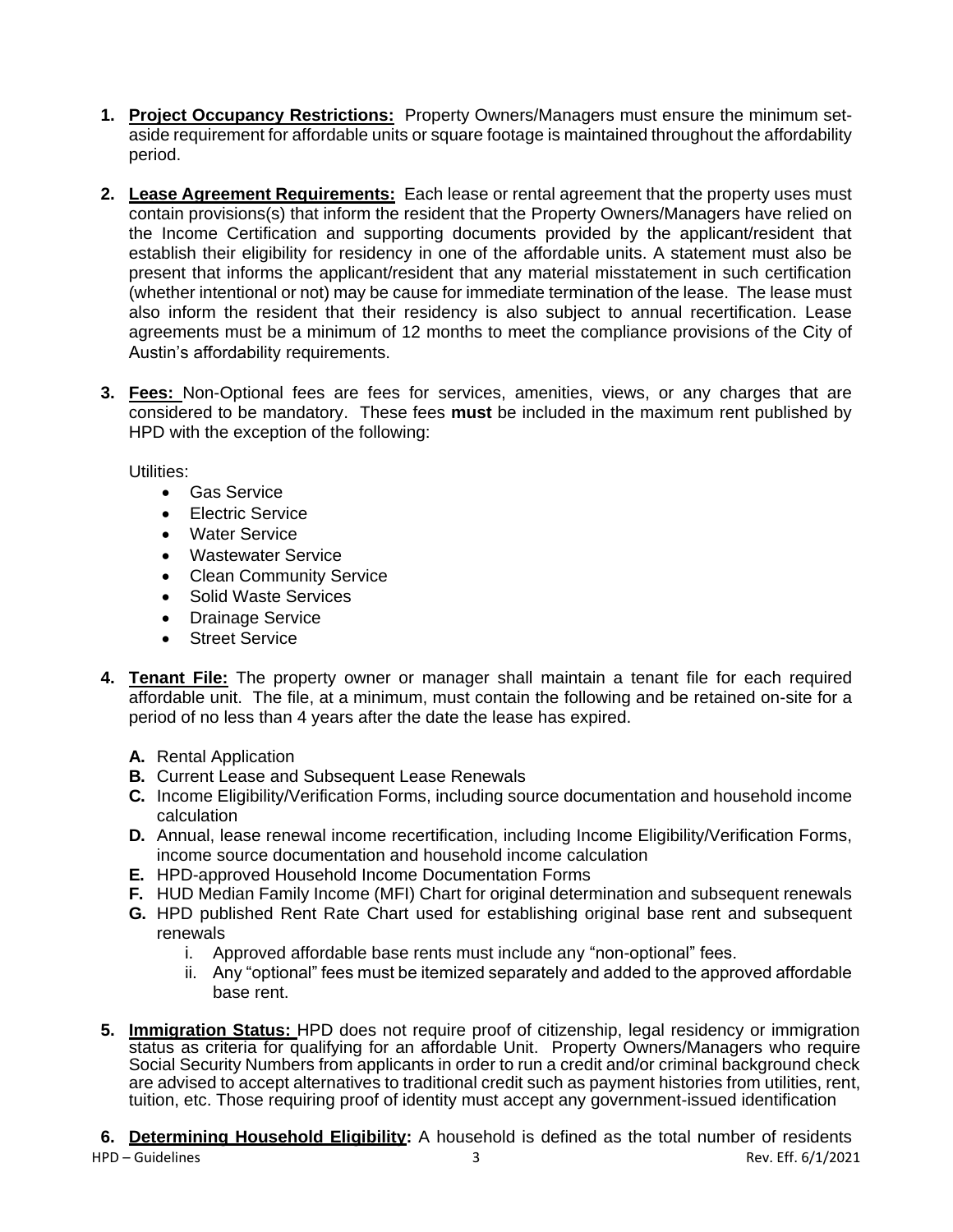1. **<u>Project Occupancy Restrictions:</u>** Property Owners/Managers must ensure the minimum set-aside requirement for affordable units or square footage is maintained throughout the affordability period.

2. **<u>Lease Agreement Requirements:</u>** Each lease or rental agreement that the property uses must contain provisions(s) that inform the resident that the Property Owners/Managers have relied on the Income Certification and supporting documents provided by the applicant/resident that establish their eligibility for residency in one of the affordable units. A statement must also be present that informs the applicant/resident that any material misstatement in such certification (whether intentional or not) may be cause for immediate termination of the lease. The lease must also inform the resident that their residency is also subject to annual recertification. Lease agreements must be a minimum of 12 months to meet the compliance provisions of the City of Austin's affordability requirements.

3. **<u>Fees:</u>** Non-Optional fees are fees for services, amenities, views, or any charges that are considered to be mandatory. These fees **must** be included in the maximum rent published by HPD with the exception of the following:

   Utilities:
   - Gas Service
   - Electric Service
   - Water Service
   - Wastewater Service
   - Clean Community Service
   - Solid Waste Services
   - Drainage Service
   - Street Service

4. **<u>Tenant File:</u>** The property owner or manager shall maintain a tenant file for each required affordable unit. The file, at a minimum, must contain the following and be retained on-site for a period of no less than 4 years after the date the lease has expired.

   **A.** Rental Application
   **B.** Current Lease and Subsequent Lease Renewals
   **C.** Income Eligibility/Verification Forms, including source documentation and household income calculation
   **D.** Annual, lease renewal income recertification, including Income Eligibility/Verification Forms, income source documentation and household income calculation
   **E.** HPD-approved Household Income Documentation Forms
   **F.** HUD Median Family Income (MFI) Chart for original determination and subsequent renewals
   **G.** HPD published Rent Rate Chart used for establishing original base rent and subsequent renewals
      i. Approved affordable base rents must include any "non-optional" fees.
      ii. Any "optional" fees must be itemized separately and added to the approved affordable base rent.

5. **<u>Immigration Status:</u>** HPD does not require proof of citizenship, legal residency or immigration status as criteria for qualifying for an affordable Unit. Property Owners/Managers who require Social Security Numbers from applicants in order to run a credit and/or criminal background check are advised to accept alternatives to traditional credit such as payment histories from utilities, rent, tuition, etc. Those requiring proof of identity must accept any government-issued identification

6. **<u>Determining Household Eligibility</u>:** A household is defined as the total number of residents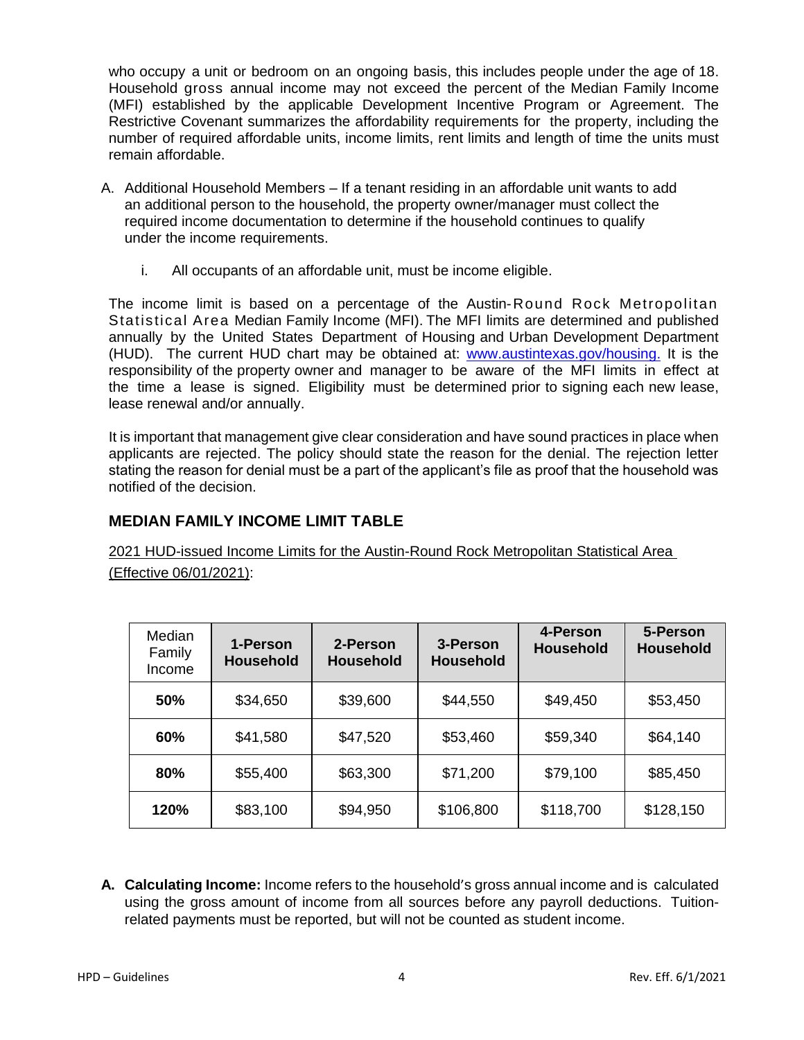who occupy a unit or bedroom on an ongoing basis, this includes people under the age of 18. Household gross annual income may not exceed the percent of the Median Family Income (MFI) established by the applicable Development Incentive Program or Agreement. The Restrictive Covenant summarizes the affordability requirements for the property, including the number of required affordable units, income limits, rent limits and length of time the units must remain affordable.

A. Additional Household Members – If a tenant residing in an affordable unit wants to add an additional person to the household, the property owner/manager must collect the required income documentation to determine if the household continues to qualify under the income requirements.

   i. All occupants of an affordable unit, must be income eligible.

The income limit is based on a percentage of the Austin-Round Rock Metropolitan Statistical Area Median Family Income (MFI). The MFI limits are determined and published annually by the United States Department of Housing and Urban Development Department (HUD). The current HUD chart may be obtained at: www.austintexas.gov/housing. It is the responsibility of the property owner and manager to be aware of the MFI limits in effect at the time a lease is signed. Eligibility must be determined prior to signing each new lease, lease renewal and/or annually.

It is important that management give clear consideration and have sound practices in place when applicants are rejected. The policy should state the reason for the denial. The rejection letter stating the reason for denial must be a part of the applicant's file as proof that the household was notified of the decision.

## MEDIAN FAMILY INCOME LIMIT TABLE

2021 HUD-issued Income Limits for the Austin-Round Rock Metropolitan Statistical Area (Effective 06/01/2021):

| Median Family Income | 1-Person Household | 2-Person Household | 3-Person Household | 4-Person Household | 5-Person Household |
|---|---|---|---|---|---|
| **50%** | $34,650 | $39,600 | $44,550 | $49,450 | $53,450 |
| **60%** | $41,580 | $47,520 | $53,460 | $59,340 | $64,140 |
| **80%** | $55,400 | $63,300 | $71,200 | $79,100 | $85,450 |
| **120%** | $83,100 | $94,950 | $106,800 | $118,700 | $128,150 |

A. **Calculating Income:** Income refers to the household's gross annual income and is calculated using the gross amount of income from all sources before any payroll deductions. Tuition-related payments must be reported, but will not be counted as student income.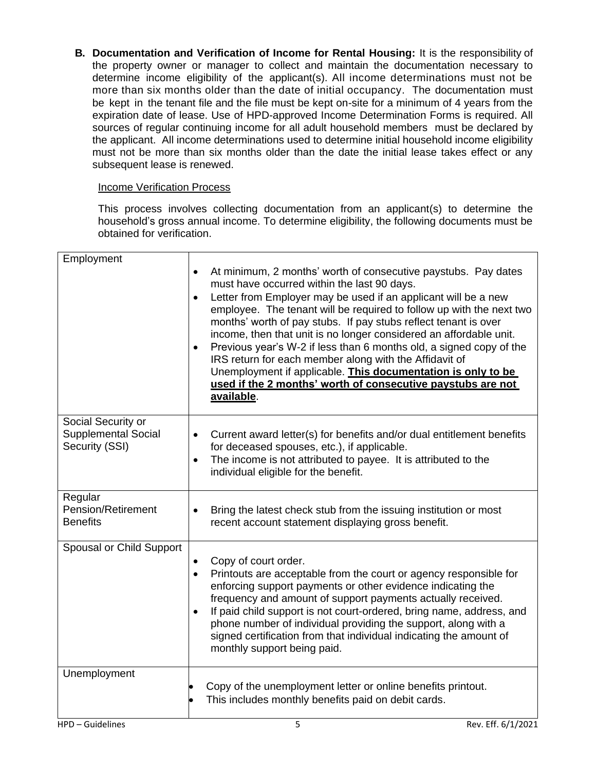**B. Documentation and Verification of Income for Rental Housing:** It is the responsibility of the property owner or manager to collect and maintain the documentation necessary to determine income eligibility of the applicant(s). All income determinations must not be more than six months older than the date of initial occupancy. The documentation must be kept in the tenant file and the file must be kept on-site for a minimum of 4 years from the expiration date of lease. Use of HPD-approved Income Determination Forms is required. All sources of regular continuing income for all adult household members must be declared by the applicant. All income determinations used to determine initial household income eligibility must not be more than six months older than the date the initial lease takes effect or any subsequent lease is renewed.

Income Verification Process

This process involves collecting documentation from an applicant(s) to determine the household's gross annual income. To determine eligibility, the following documents must be obtained for verification.

| | |
|---|---|
| Employment | • At minimum, 2 months' worth of consecutive paystubs. Pay dates must have occurred within the last 90 days.<br>• Letter from Employer may be used if an applicant will be a new employee. The tenant will be required to follow up with the next two months' worth of pay stubs. If pay stubs reflect tenant is over income, then that unit is no longer considered an affordable unit.<br>• Previous year's W-2 if less than 6 months old, a signed copy of the IRS return for each member along with the Affidavit of Unemployment if applicable. **This documentation is only to be used if the 2 months' worth of consecutive paystubs are not available**. |
| Social Security or Supplemental Social Security (SSI) | • Current award letter(s) for benefits and/or dual entitlement benefits for deceased spouses, etc.), if applicable.<br>• The income is not attributed to payee. It is attributed to the individual eligible for the benefit. |
| Regular Pension/Retirement Benefits | • Bring the latest check stub from the issuing institution or most recent account statement displaying gross benefit. |
| Spousal or Child Support | • Copy of court order.<br>• Printouts are acceptable from the court or agency responsible for enforcing support payments or other evidence indicating the frequency and amount of support payments actually received.<br>• If paid child support is not court-ordered, bring name, address, and phone number of individual providing the support, along with a signed certification from that individual indicating the amount of monthly support being paid. |
| Unemployment | • Copy of the unemployment letter or online benefits printout.<br>• This includes monthly benefits paid on debit cards. |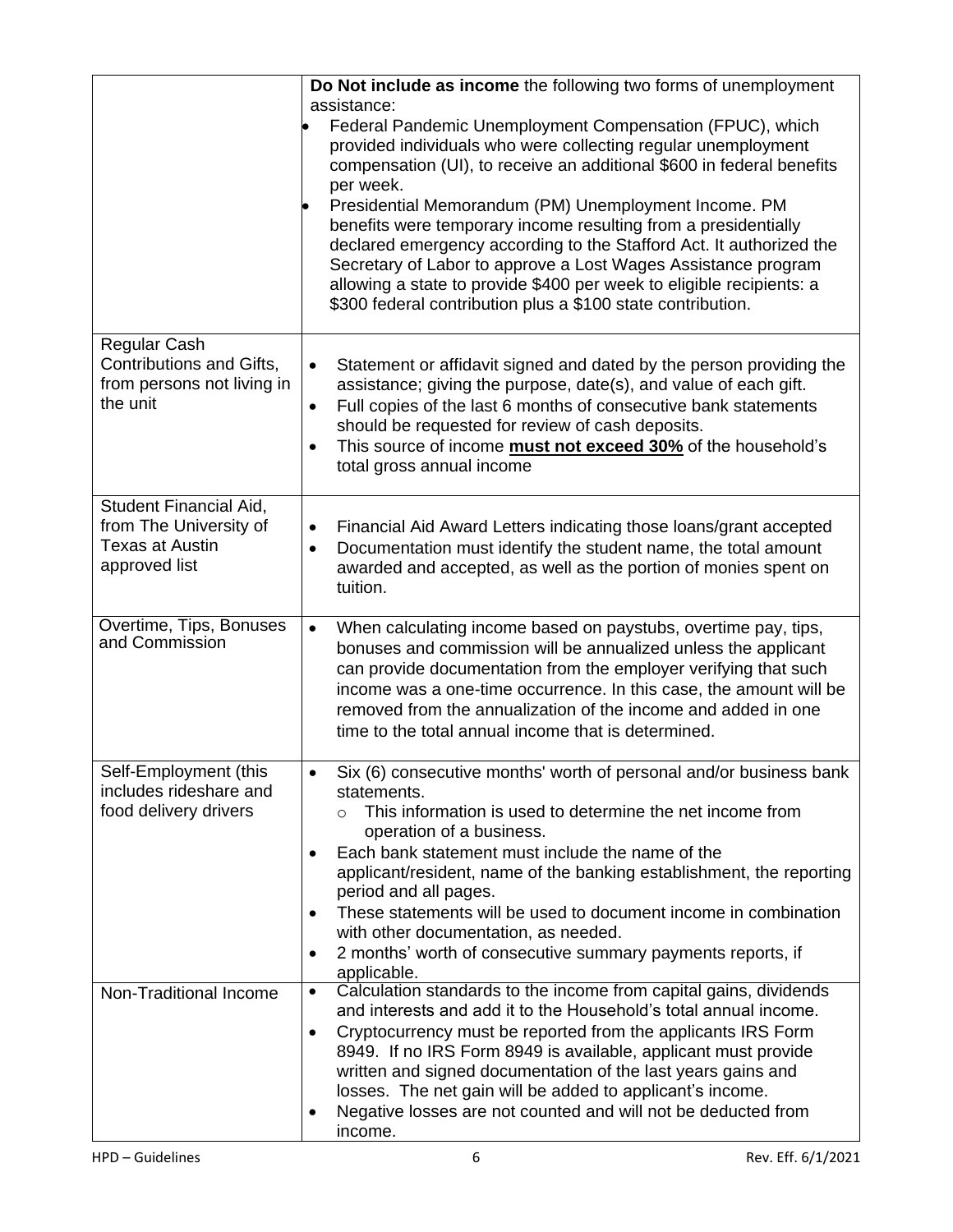| | |
|---|---|
| | **Do Not include as income** the following two forms of unemployment assistance:<br>• Federal Pandemic Unemployment Compensation (FPUC), which provided individuals who were collecting regular unemployment compensation (UI), to receive an additional $600 in federal benefits per week.<br>• Presidential Memorandum (PM) Unemployment Income. PM benefits were temporary income resulting from a presidentially declared emergency according to the Stafford Act. It authorized the Secretary of Labor to approve a Lost Wages Assistance program allowing a state to provide $400 per week to eligible recipients: a $300 federal contribution plus a $100 state contribution. |
| Regular Cash Contributions and Gifts, from persons not living in the unit | • Statement or affidavit signed and dated by the person providing the assistance; giving the purpose, date(s), and value of each gift.<br>• Full copies of the last 6 months of consecutive bank statements should be requested for review of cash deposits.<br>• This source of income **<u>must not exceed 30%</u>** of the household's total gross annual income |
| Student Financial Aid, from The University of Texas at Austin approved list | • Financial Aid Award Letters indicating those loans/grant accepted<br>• Documentation must identify the student name, the total amount awarded and accepted, as well as the portion of monies spent on tuition. |
| Overtime, Tips, Bonuses and Commission | • When calculating income based on paystubs, overtime pay, tips, bonuses and commission will be annualized unless the applicant can provide documentation from the employer verifying that such income was a one-time occurrence. In this case, the amount will be removed from the annualization of the income and added in one time to the total annual income that is determined. |
| Self-Employment (this includes rideshare and food delivery drivers | • Six (6) consecutive months' worth of personal and/or business bank statements.<br>  ○ This information is used to determine the net income from operation of a business.<br>• Each bank statement must include the name of the applicant/resident, name of the banking establishment, the reporting period and all pages.<br>• These statements will be used to document income in combination with other documentation, as needed.<br>• 2 months' worth of consecutive summary payments reports, if applicable. |
| Non-Traditional Income | • Calculation standards to the income from capital gains, dividends and interests and add it to the Household's total annual income.<br>• Cryptocurrency must be reported from the applicants IRS Form 8949. If no IRS Form 8949 is available, applicant must provide written and signed documentation of the last years gains and losses. The net gain will be added to applicant's income.<br>• Negative losses are not counted and will not be deducted from income. |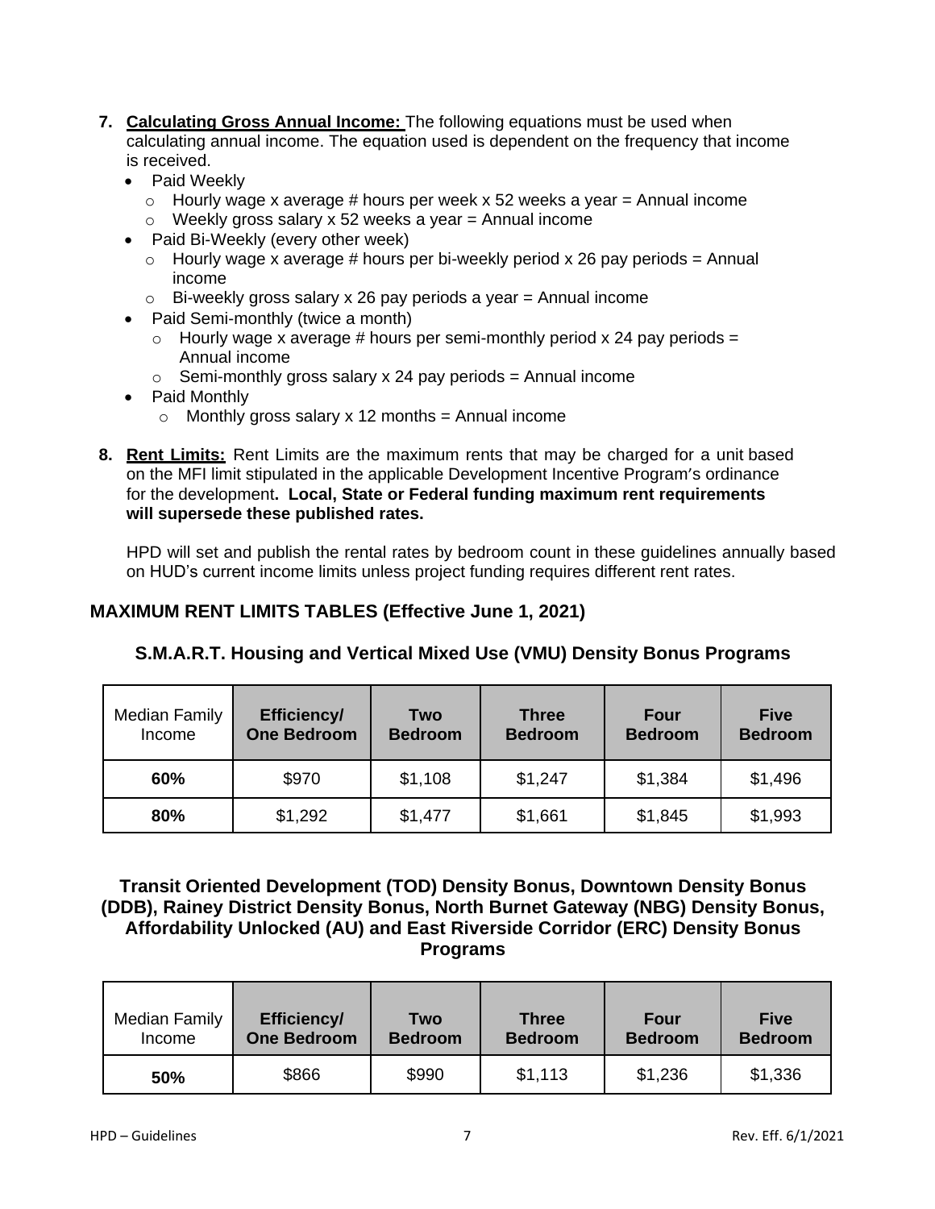7. **Calculating Gross Annual Income:** The following equations must be used when calculating annual income. The equation used is dependent on the frequency that income is received.
   - Paid Weekly
     - Hourly wage x average # hours per week x 52 weeks a year = Annual income
     - Weekly gross salary x 52 weeks a year = Annual income
   - Paid Bi-Weekly (every other week)
     - Hourly wage x average # hours per bi-weekly period x 26 pay periods = Annual income
     - Bi-weekly gross salary x 26 pay periods a year = Annual income
   - Paid Semi-monthly (twice a month)
     - Hourly wage x average # hours per semi-monthly period x 24 pay periods = Annual income
     - Semi-monthly gross salary x 24 pay periods = Annual income
   - Paid Monthly
     - Monthly gross salary x 12 months = Annual income

8. **Rent Limits:** Rent Limits are the maximum rents that may be charged for a unit based on the MFI limit stipulated in the applicable Development Incentive Program's ordinance for the development**. Local, State or Federal funding maximum rent requirements will supersede these published rates.**

   HPD will set and publish the rental rates by bedroom count in these guidelines annually based on HUD's current income limits unless project funding requires different rent rates.

## MAXIMUM RENT LIMITS TABLES (Effective June 1, 2021)

### S.M.A.R.T. Housing and Vertical Mixed Use (VMU) Density Bonus Programs

| Median Family Income | Efficiency/ One Bedroom | Two Bedroom | Three Bedroom | Four Bedroom | Five Bedroom |
|---|---|---|---|---|---|
| **60%** | $970 | $1,108 | $1,247 | $1,384 | $1,496 |
| **80%** | $1,292 | $1,477 | $1,661 | $1,845 | $1,993 |

### Transit Oriented Development (TOD) Density Bonus, Downtown Density Bonus (DDB), Rainey District Density Bonus, North Burnet Gateway (NBG) Density Bonus, Affordability Unlocked (AU) and East Riverside Corridor (ERC) Density Bonus Programs

| Median Family Income | Efficiency/ One Bedroom | Two Bedroom | Three Bedroom | Four Bedroom | Five Bedroom |
|---|---|---|---|---|---|
| **50%** | $866 | $990 | $1,113 | $1,236 | $1,336 |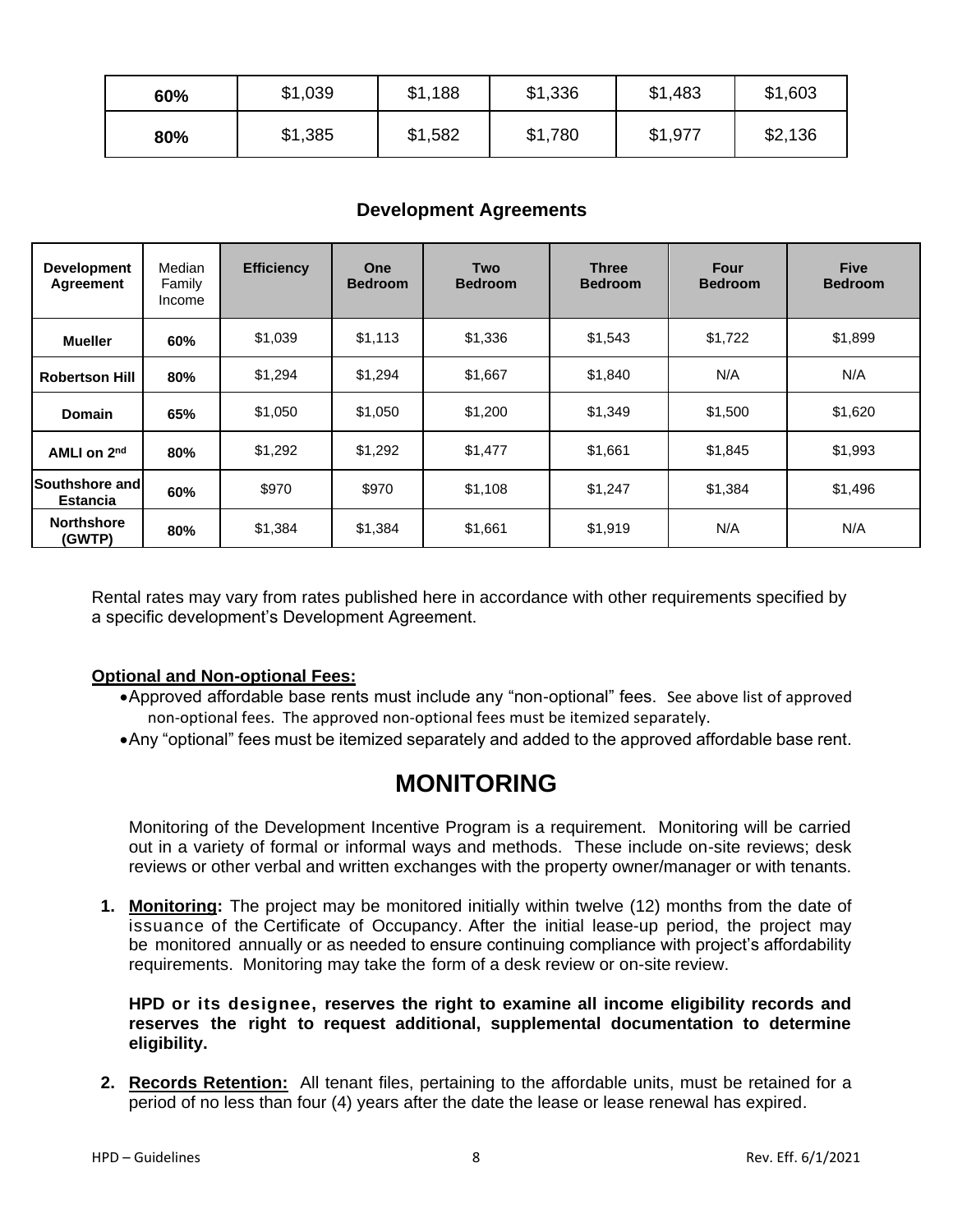| 60% | $1,039 | $1,188 | $1,336 | $1,483 | $1,603 |
|---|---|---|---|---|---|
| 80% | $1,385 | $1,582 | $1,780 | $1,977 | $2,136 |

### Development Agreements

| Development Agreement | Median Family Income | Efficiency | One Bedroom | Two Bedroom | Three Bedroom | Four Bedroom | Five Bedroom |
|---|---|---|---|---|---|---|---|
| **Mueller** | **60%** | $1,039 | $1,113 | $1,336 | $1,543 | $1,722 | $1,899 |
| **Robertson Hill** | **80%** | $1,294 | $1,294 | $1,667 | $1,840 | N/A | N/A |
| **Domain** | **65%** | $1,050 | $1,050 | $1,200 | $1,349 | $1,500 | $1,620 |
| **AMLI on 2nd** | **80%** | $1,292 | $1,292 | $1,477 | $1,661 | $1,845 | $1,993 |
| **Southshore and Estancia** | **60%** | $970 | $970 | $1,108 | $1,247 | $1,384 | $1,496 |
| **Northshore (GWTP)** | **80%** | $1,384 | $1,384 | $1,661 | $1,919 | N/A | N/A |

Rental rates may vary from rates published here in accordance with other requirements specified by a specific development's Development Agreement.

**Optional and Non-optional Fees:**

- Approved affordable base rents must include any "non-optional" fees. See above list of approved non-optional fees. The approved non-optional fees must be itemized separately.
- Any "optional" fees must be itemized separately and added to the approved affordable base rent.

# MONITORING

Monitoring of the Development Incentive Program is a requirement. Monitoring will be carried out in a variety of formal or informal ways and methods. These include on-site reviews; desk reviews or other verbal and written exchanges with the property owner/manager or with tenants.

1. **Monitoring:** The project may be monitored initially within twelve (12) months from the date of issuance of the Certificate of Occupancy. After the initial lease-up period, the project may be monitored annually or as needed to ensure continuing compliance with project's affordability requirements. Monitoring may take the form of a desk review or on-site review.

   **HPD or its designee, reserves the right to examine all income eligibility records and reserves the right to request additional, supplemental documentation to determine eligibility.**

2. **Records Retention:** All tenant files, pertaining to the affordable units, must be retained for a period of no less than four (4) years after the date the lease or lease renewal has expired.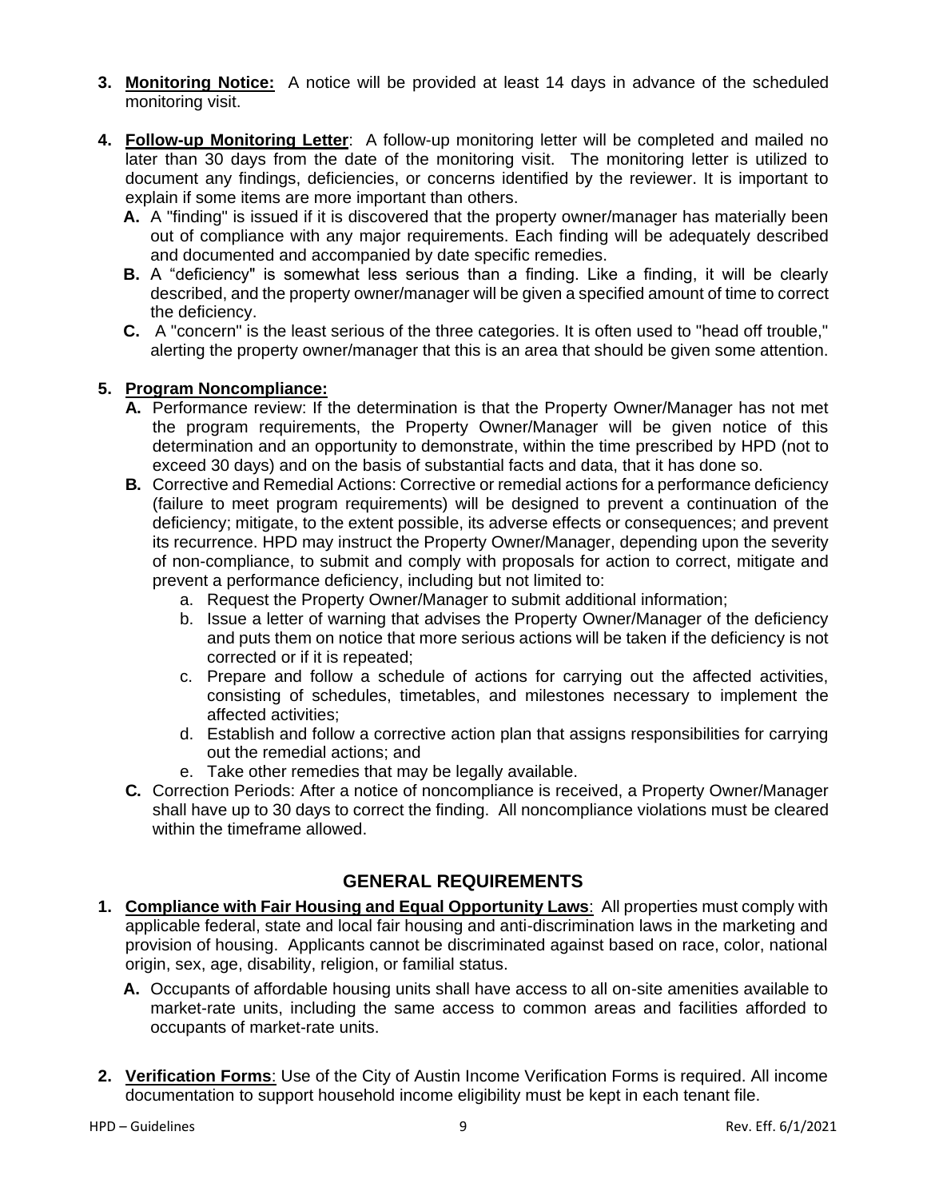3. **<u>Monitoring Notice:</u>** A notice will be provided at least 14 days in advance of the scheduled monitoring visit.

4. **<u>Follow-up Monitoring Letter</u>**: A follow-up monitoring letter will be completed and mailed no later than 30 days from the date of the monitoring visit. The monitoring letter is utilized to document any findings, deficiencies, or concerns identified by the reviewer. It is important to explain if some items are more important than others.
   - **A.** A "finding" is issued if it is discovered that the property owner/manager has materially been out of compliance with any major requirements. Each finding will be adequately described and documented and accompanied by date specific remedies.
   - **B.** A "deficiency" is somewhat less serious than a finding. Like a finding, it will be clearly described, and the property owner/manager will be given a specified amount of time to correct the deficiency.
   - **C.** A "concern" is the least serious of the three categories. It is often used to "head off trouble," alerting the property owner/manager that this is an area that should be given some attention.

5. **<u>Program Noncompliance:</u>**
   - **A.** Performance review: If the determination is that the Property Owner/Manager has not met the program requirements, the Property Owner/Manager will be given notice of this determination and an opportunity to demonstrate, within the time prescribed by HPD (not to exceed 30 days) and on the basis of substantial facts and data, that it has done so.
   - **B.** Corrective and Remedial Actions: Corrective or remedial actions for a performance deficiency (failure to meet program requirements) will be designed to prevent a continuation of the deficiency; mitigate, to the extent possible, its adverse effects or consequences; and prevent its recurrence. HPD may instruct the Property Owner/Manager, depending upon the severity of non-compliance, to submit and comply with proposals for action to correct, mitigate and prevent a performance deficiency, including but not limited to:
     - a. Request the Property Owner/Manager to submit additional information;
     - b. Issue a letter of warning that advises the Property Owner/Manager of the deficiency and puts them on notice that more serious actions will be taken if the deficiency is not corrected or if it is repeated;
     - c. Prepare and follow a schedule of actions for carrying out the affected activities, consisting of schedules, timetables, and milestones necessary to implement the affected activities;
     - d. Establish and follow a corrective action plan that assigns responsibilities for carrying out the remedial actions; and
     - e. Take other remedies that may be legally available.
   - **C.** Correction Periods: After a notice of noncompliance is received, a Property Owner/Manager shall have up to 30 days to correct the finding. All noncompliance violations must be cleared within the timeframe allowed.

## GENERAL REQUIREMENTS

1. **<u>Compliance with Fair Housing and Equal Opportunity Laws</u>**: All properties must comply with applicable federal, state and local fair housing and anti-discrimination laws in the marketing and provision of housing. Applicants cannot be discriminated against based on race, color, national origin, sex, age, disability, religion, or familial status.
   - **A.** Occupants of affordable housing units shall have access to all on-site amenities available to market-rate units, including the same access to common areas and facilities afforded to occupants of market-rate units.

2. **<u>Verification Forms</u>**: Use of the City of Austin Income Verification Forms is required. All income documentation to support household income eligibility must be kept in each tenant file.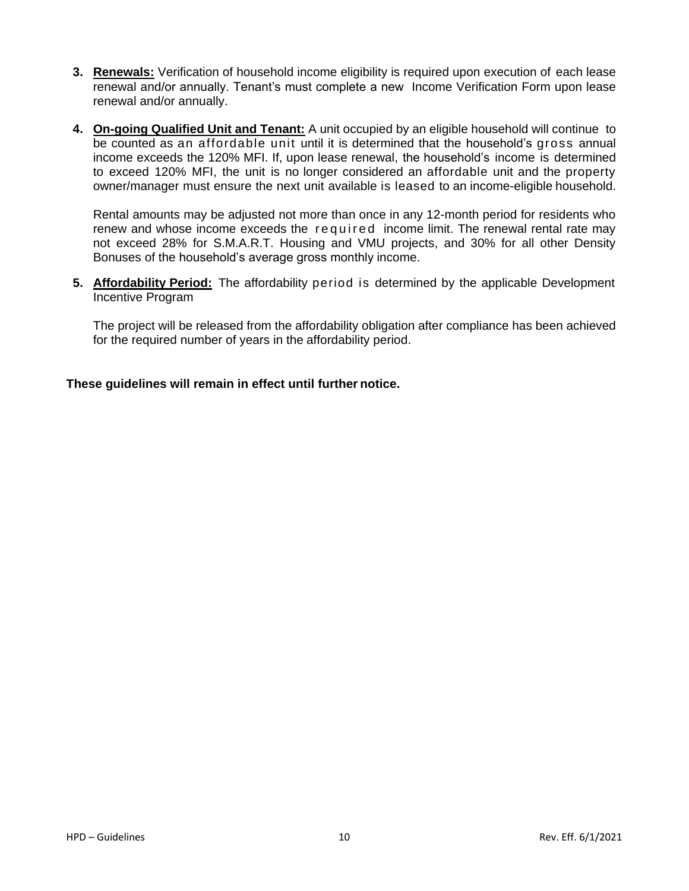3. **Renewals:** Verification of household income eligibility is required upon execution of each lease renewal and/or annually. Tenant's must complete a new Income Verification Form upon lease renewal and/or annually.

4. **On-going Qualified Unit and Tenant:** A unit occupied by an eligible household will continue to be counted as an affordable unit until it is determined that the household's gross annual income exceeds the 120% MFI. If, upon lease renewal, the household's income is determined to exceed 120% MFI, the unit is no longer considered an affordable unit and the property owner/manager must ensure the next unit available is leased to an income-eligible household.

   Rental amounts may be adjusted not more than once in any 12-month period for residents who renew and whose income exceeds the required income limit. The renewal rental rate may not exceed 28% for S.M.A.R.T. Housing and VMU projects, and 30% for all other Density Bonuses of the household's average gross monthly income.

5. **Affordability Period:** The affordability period is determined by the applicable Development Incentive Program

   The project will be released from the affordability obligation after compliance has been achieved for the required number of years in the affordability period.

**These guidelines will remain in effect until further notice.**